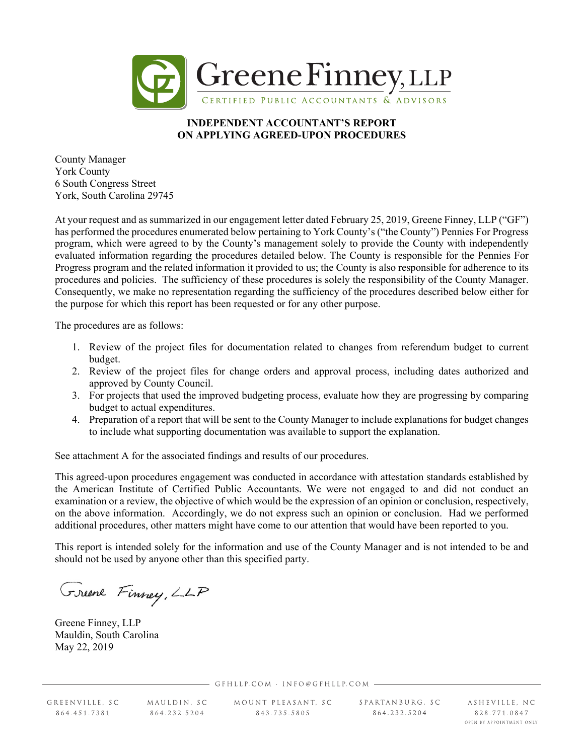Greene Finney, LLP

CERTIFIED PUBLIC ACCOUNTANTS & ADVISORS

## INDEPENDENT ACCOUNTANT'S REPORT ON APPLYING AGREED-UPON PROCEDURES

County Manager
York County
6 South Congress Street
York, South Carolina 29745

At your request and as summarized in our engagement letter dated February 25, 2019, Greene Finney, LLP ("GF") has performed the procedures enumerated below pertaining to York County's ("the County") Pennies For Progress program, which were agreed to by the County's management solely to provide the County with independently evaluated information regarding the procedures detailed below. The County is responsible for the Pennies For Progress program and the related information it provided to us; the County is also responsible for adherence to its procedures and policies. The sufficiency of these procedures is solely the responsibility of the County Manager. Consequently, we make no representation regarding the sufficiency of the procedures described below either for the purpose for which this report has been requested or for any other purpose.

The procedures are as follows:

1. Review of the project files for documentation related to changes from referendum budget to current budget.
2. Review of the project files for change orders and approval process, including dates authorized and approved by County Council.
3. For projects that used the improved budgeting process, evaluate how they are progressing by comparing budget to actual expenditures.
4. Preparation of a report that will be sent to the County Manager to include explanations for budget changes to include what supporting documentation was available to support the explanation.

See attachment A for the associated findings and results of our procedures.

This agreed-upon procedures engagement was conducted in accordance with attestation standards established by the American Institute of Certified Public Accountants. We were not engaged to and did not conduct an examination or a review, the objective of which would be the expression of an opinion or conclusion, respectively, on the above information. Accordingly, we do not express such an opinion or conclusion. Had we performed additional procedures, other matters might have come to our attention that would have been reported to you.

This report is intended solely for the information and use of the County Manager and is not intended to be and should not be used by anyone other than this specified party.

Greene Finney, LLP

Greene Finney, LLP
Mauldin, South Carolina
May 22, 2019

GFHLLP.COM · INFO@GFHLLP.COM

GREENVILLE, SC 864.451.7381 | MAULDIN, SC 864.232.5204 | MOUNT PLEASANT, SC 843.735.5805 | SPARTANBURG, SC 864.232.5204 | ASHEVILLE, NC 828.771.0847 OPEN BY APPOINTMENT ONLY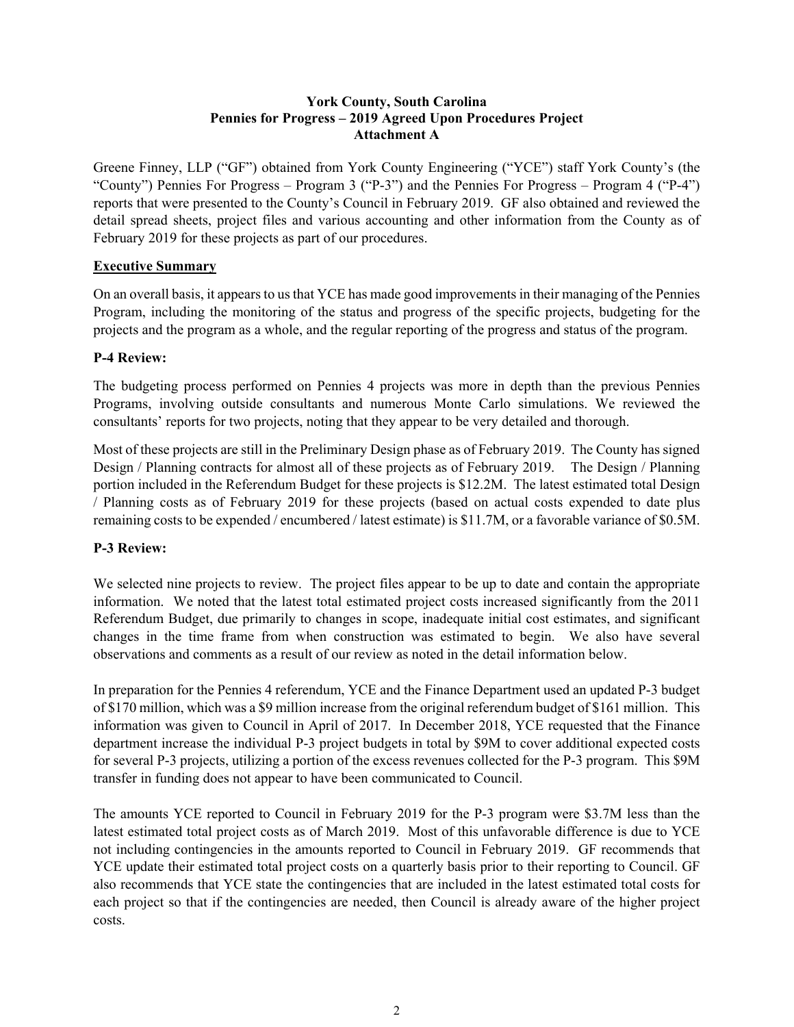**York County, South Carolina**
**Pennies for Progress – 2019 Agreed Upon Procedures Project**
**Attachment A**

Greene Finney, LLP ("GF") obtained from York County Engineering ("YCE") staff York County's (the "County") Pennies For Progress – Program 3 ("P-3") and the Pennies For Progress – Program 4 ("P-4") reports that were presented to the County's Council in February 2019. GF also obtained and reviewed the detail spread sheets, project files and various accounting and other information from the County as of February 2019 for these projects as part of our procedures.

**Executive Summary**

On an overall basis, it appears to us that YCE has made good improvements in their managing of the Pennies Program, including the monitoring of the status and progress of the specific projects, budgeting for the projects and the program as a whole, and the regular reporting of the progress and status of the program.

**P-4 Review:**

The budgeting process performed on Pennies 4 projects was more in depth than the previous Pennies Programs, involving outside consultants and numerous Monte Carlo simulations. We reviewed the consultants' reports for two projects, noting that they appear to be very detailed and thorough.

Most of these projects are still in the Preliminary Design phase as of February 2019. The County has signed Design / Planning contracts for almost all of these projects as of February 2019. The Design / Planning portion included in the Referendum Budget for these projects is $12.2M. The latest estimated total Design / Planning costs as of February 2019 for these projects (based on actual costs expended to date plus remaining costs to be expended / encumbered / latest estimate) is $11.7M, or a favorable variance of $0.5M.

**P-3 Review:**

We selected nine projects to review. The project files appear to be up to date and contain the appropriate information. We noted that the latest total estimated project costs increased significantly from the 2011 Referendum Budget, due primarily to changes in scope, inadequate initial cost estimates, and significant changes in the time frame from when construction was estimated to begin. We also have several observations and comments as a result of our review as noted in the detail information below.

In preparation for the Pennies 4 referendum, YCE and the Finance Department used an updated P-3 budget of $170 million, which was a $9 million increase from the original referendum budget of $161 million. This information was given to Council in April of 2017. In December 2018, YCE requested that the Finance department increase the individual P-3 project budgets in total by $9M to cover additional expected costs for several P-3 projects, utilizing a portion of the excess revenues collected for the P-3 program. This $9M transfer in funding does not appear to have been communicated to Council.

The amounts YCE reported to Council in February 2019 for the P-3 program were $3.7M less than the latest estimated total project costs as of March 2019. Most of this unfavorable difference is due to YCE not including contingencies in the amounts reported to Council in February 2019. GF recommends that YCE update their estimated total project costs on a quarterly basis prior to their reporting to Council. GF also recommends that YCE state the contingencies that are included in the latest estimated total costs for each project so that if the contingencies are needed, then Council is already aware of the higher project costs.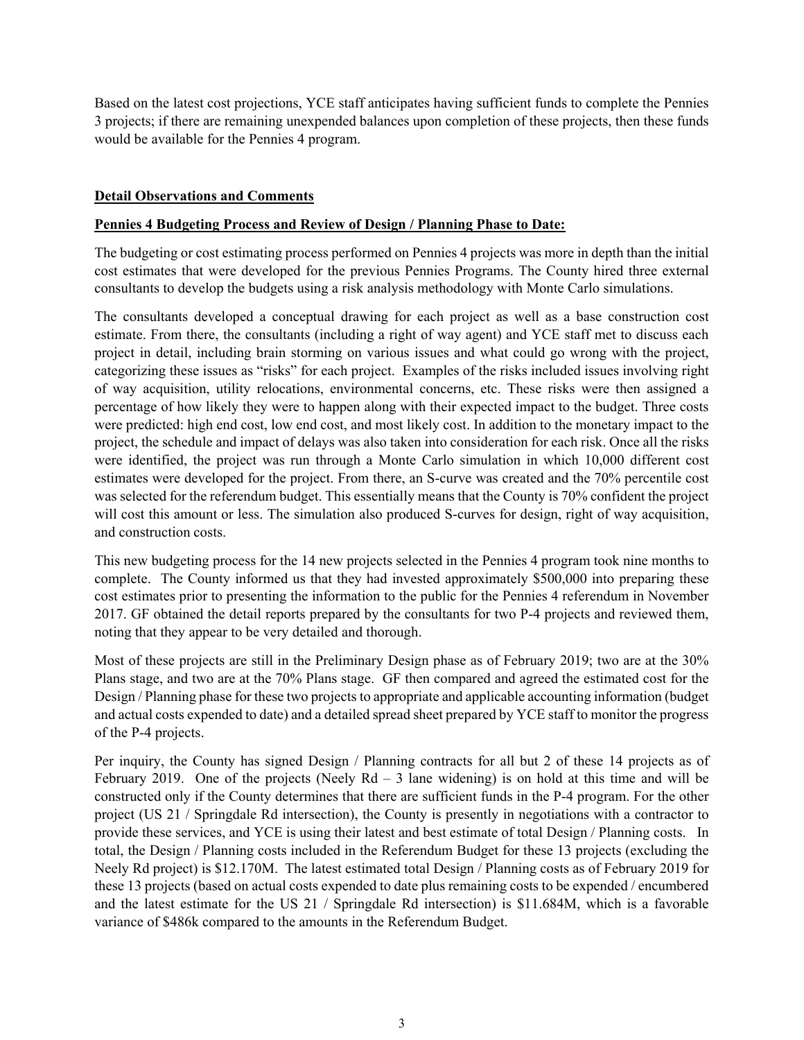Based on the latest cost projections, YCE staff anticipates having sufficient funds to complete the Pennies 3 projects; if there are remaining unexpended balances upon completion of these projects, then these funds would be available for the Pennies 4 program.

**Detail Observations and Comments**

**Pennies 4 Budgeting Process and Review of Design / Planning Phase to Date:**

The budgeting or cost estimating process performed on Pennies 4 projects was more in depth than the initial cost estimates that were developed for the previous Pennies Programs. The County hired three external consultants to develop the budgets using a risk analysis methodology with Monte Carlo simulations.

The consultants developed a conceptual drawing for each project as well as a base construction cost estimate. From there, the consultants (including a right of way agent) and YCE staff met to discuss each project in detail, including brain storming on various issues and what could go wrong with the project, categorizing these issues as "risks" for each project. Examples of the risks included issues involving right of way acquisition, utility relocations, environmental concerns, etc. These risks were then assigned a percentage of how likely they were to happen along with their expected impact to the budget. Three costs were predicted: high end cost, low end cost, and most likely cost. In addition to the monetary impact to the project, the schedule and impact of delays was also taken into consideration for each risk. Once all the risks were identified, the project was run through a Monte Carlo simulation in which 10,000 different cost estimates were developed for the project. From there, an S-curve was created and the 70% percentile cost was selected for the referendum budget. This essentially means that the County is 70% confident the project will cost this amount or less. The simulation also produced S-curves for design, right of way acquisition, and construction costs.

This new budgeting process for the 14 new projects selected in the Pennies 4 program took nine months to complete. The County informed us that they had invested approximately $500,000 into preparing these cost estimates prior to presenting the information to the public for the Pennies 4 referendum in November 2017. GF obtained the detail reports prepared by the consultants for two P-4 projects and reviewed them, noting that they appear to be very detailed and thorough.

Most of these projects are still in the Preliminary Design phase as of February 2019; two are at the 30% Plans stage, and two are at the 70% Plans stage. GF then compared and agreed the estimated cost for the Design / Planning phase for these two projects to appropriate and applicable accounting information (budget and actual costs expended to date) and a detailed spread sheet prepared by YCE staff to monitor the progress of the P-4 projects.

Per inquiry, the County has signed Design / Planning contracts for all but 2 of these 14 projects as of February 2019. One of the projects (Neely Rd – 3 lane widening) is on hold at this time and will be constructed only if the County determines that there are sufficient funds in the P-4 program. For the other project (US 21 / Springdale Rd intersection), the County is presently in negotiations with a contractor to provide these services, and YCE is using their latest and best estimate of total Design / Planning costs. In total, the Design / Planning costs included in the Referendum Budget for these 13 projects (excluding the Neely Rd project) is $12.170M. The latest estimated total Design / Planning costs as of February 2019 for these 13 projects (based on actual costs expended to date plus remaining costs to be expended / encumbered and the latest estimate for the US 21 / Springdale Rd intersection) is $11.684M, which is a favorable variance of $486k compared to the amounts in the Referendum Budget.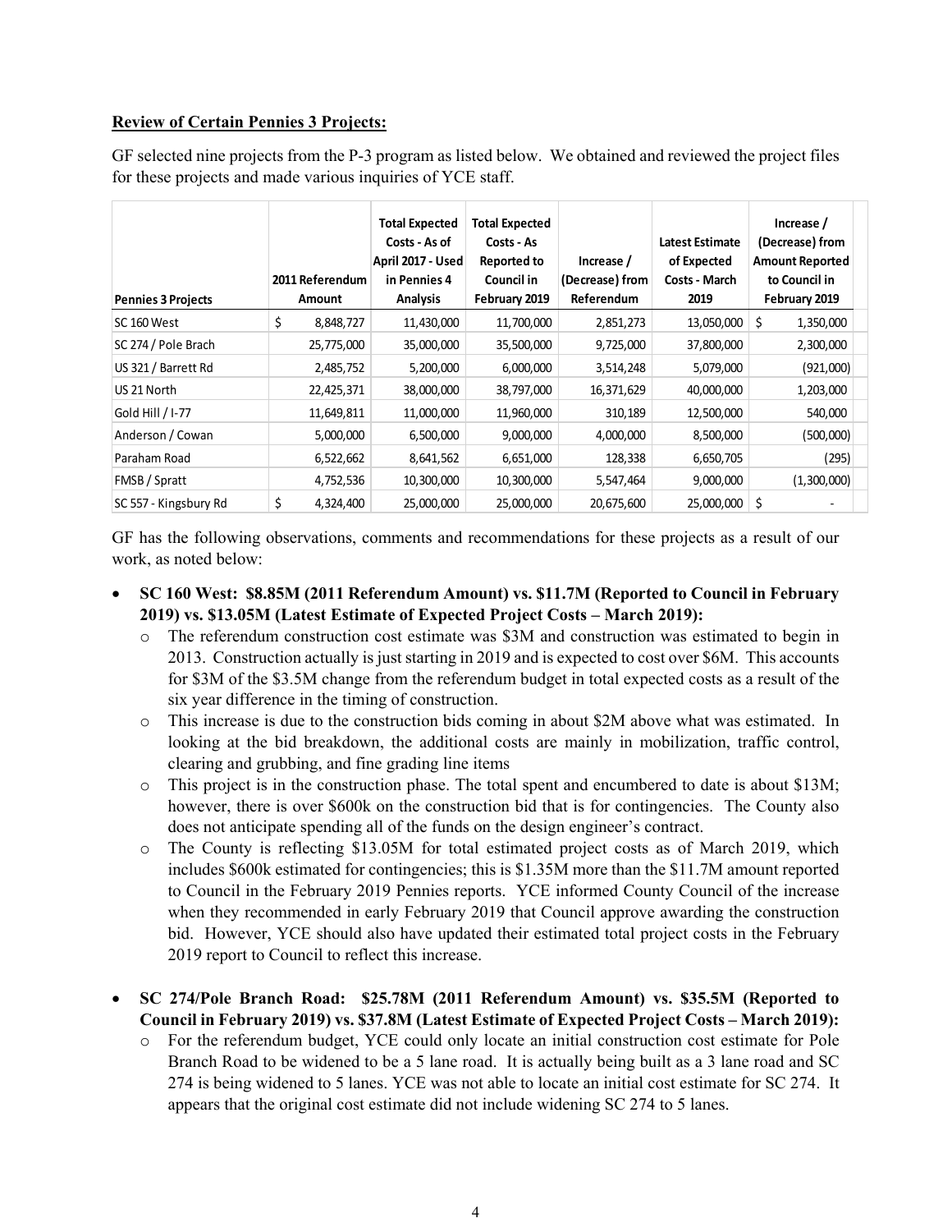**Review of Certain Pennies 3 Projects:**

GF selected nine projects from the P-3 program as listed below. We obtained and reviewed the project files for these projects and made various inquiries of YCE staff.

| Pennies 3 Projects | 2011 Referendum Amount | Total Expected Costs - As of April 2017 - Used in Pennies 4 Analysis | Total Expected Costs - As Reported to Council in February 2019 | Increase / (Decrease) from Referendum | Latest Estimate of Expected Costs - March 2019 | Increase / (Decrease) from Amount Reported to Council in February 2019 |
|---|---|---|---|---|---|---|
| SC 160 West | $ 8,848,727 | 11,430,000 | 11,700,000 | 2,851,273 | 13,050,000 | $ 1,350,000 |
| SC 274 / Pole Brach | 25,775,000 | 35,000,000 | 35,500,000 | 9,725,000 | 37,800,000 | 2,300,000 |
| US 321 / Barrett Rd | 2,485,752 | 5,200,000 | 6,000,000 | 3,514,248 | 5,079,000 | (921,000) |
| US 21 North | 22,425,371 | 38,000,000 | 38,797,000 | 16,371,629 | 40,000,000 | 1,203,000 |
| Gold Hill / I-77 | 11,649,811 | 11,000,000 | 11,960,000 | 310,189 | 12,500,000 | 540,000 |
| Anderson / Cowan | 5,000,000 | 6,500,000 | 9,000,000 | 4,000,000 | 8,500,000 | (500,000) |
| Paraham Road | 6,522,662 | 8,641,562 | 6,651,000 | 128,338 | 6,650,705 | (295) |
| FMSB / Spratt | 4,752,536 | 10,300,000 | 10,300,000 | 5,547,464 | 9,000,000 | (1,300,000) |
| SC 557 - Kingsbury Rd | $ 4,324,400 | 25,000,000 | 25,000,000 | 20,675,600 | 25,000,000 | $ - |

GF has the following observations, comments and recommendations for these projects as a result of our work, as noted below:

- **SC 160 West: $8.85M (2011 Referendum Amount) vs. $11.7M (Reported to Council in February 2019) vs. $13.05M (Latest Estimate of Expected Project Costs – March 2019):**
  - The referendum construction cost estimate was $3M and construction was estimated to begin in 2013. Construction actually is just starting in 2019 and is expected to cost over $6M. This accounts for $3M of the $3.5M change from the referendum budget in total expected costs as a result of the six year difference in the timing of construction.
  - This increase is due to the construction bids coming in about $2M above what was estimated. In looking at the bid breakdown, the additional costs are mainly in mobilization, traffic control, clearing and grubbing, and fine grading line items
  - This project is in the construction phase. The total spent and encumbered to date is about $13M; however, there is over $600k on the construction bid that is for contingencies. The County also does not anticipate spending all of the funds on the design engineer's contract.
  - The County is reflecting $13.05M for total estimated project costs as of March 2019, which includes $600k estimated for contingencies; this is $1.35M more than the $11.7M amount reported to Council in the February 2019 Pennies reports. YCE informed County Council of the increase when they recommended in early February 2019 that Council approve awarding the construction bid. However, YCE should also have updated their estimated total project costs in the February 2019 report to Council to reflect this increase.

- **SC 274/Pole Branch Road: $25.78M (2011 Referendum Amount) vs. $35.5M (Reported to Council in February 2019) vs. $37.8M (Latest Estimate of Expected Project Costs – March 2019):**
  - For the referendum budget, YCE could only locate an initial construction cost estimate for Pole Branch Road to be widened to be a 5 lane road. It is actually being built as a 3 lane road and SC 274 is being widened to 5 lanes. YCE was not able to locate an initial cost estimate for SC 274. It appears that the original cost estimate did not include widening SC 274 to 5 lanes.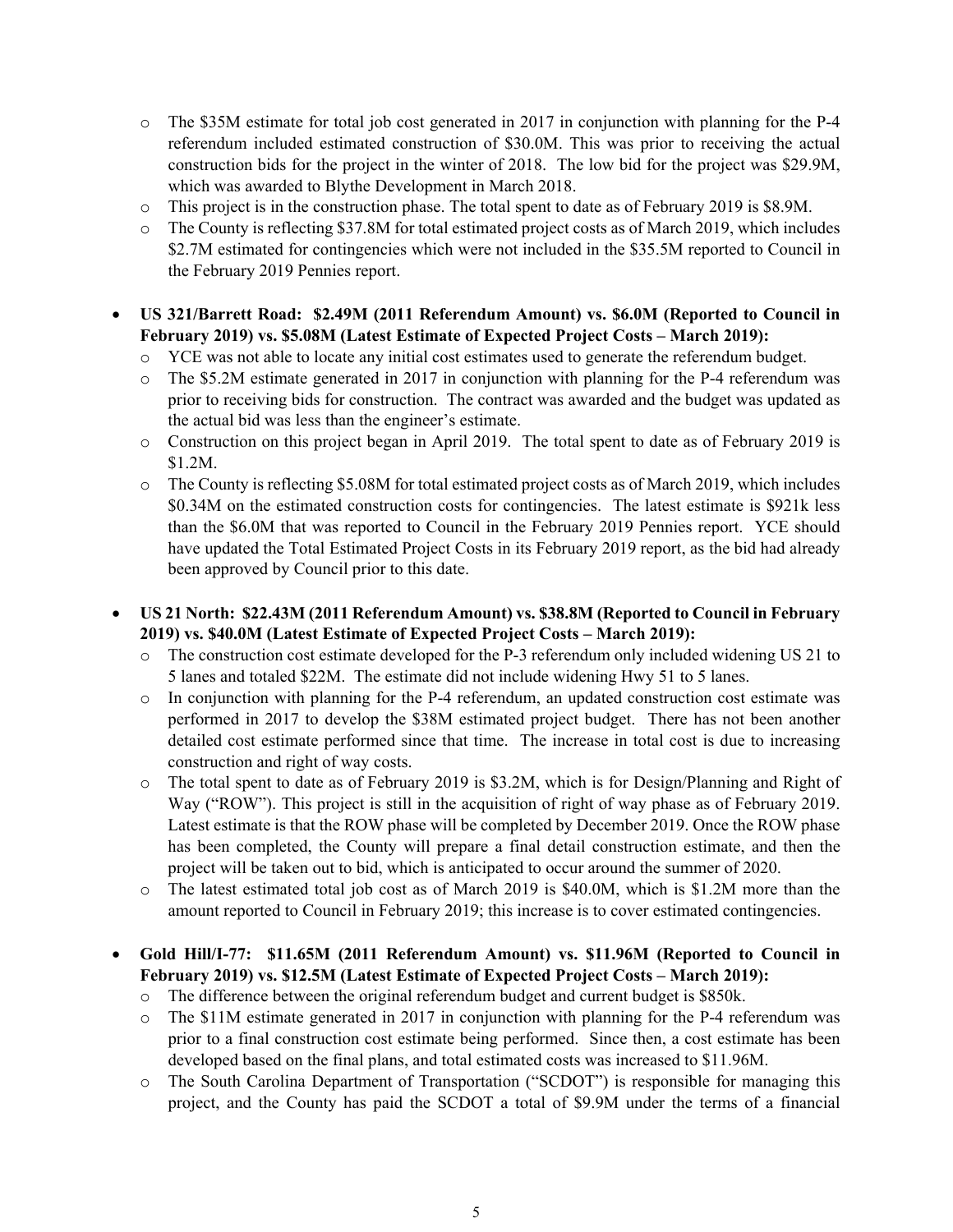- The $35M estimate for total job cost generated in 2017 in conjunction with planning for the P-4 referendum included estimated construction of $30.0M. This was prior to receiving the actual construction bids for the project in the winter of 2018. The low bid for the project was $29.9M, which was awarded to Blythe Development in March 2018.
  - This project is in the construction phase. The total spent to date as of February 2019 is $8.9M.
  - The County is reflecting $37.8M for total estimated project costs as of March 2019, which includes $2.7M estimated for contingencies which were not included in the $35.5M reported to Council in the February 2019 Pennies report.

- **US 321/Barrett Road: $2.49M (2011 Referendum Amount) vs. $6.0M (Reported to Council in February 2019) vs. $5.08M (Latest Estimate of Expected Project Costs – March 2019):**
  - YCE was not able to locate any initial cost estimates used to generate the referendum budget.
  - The $5.2M estimate generated in 2017 in conjunction with planning for the P-4 referendum was prior to receiving bids for construction. The contract was awarded and the budget was updated as the actual bid was less than the engineer's estimate.
  - Construction on this project began in April 2019. The total spent to date as of February 2019 is $1.2M.
  - The County is reflecting $5.08M for total estimated project costs as of March 2019, which includes $0.34M on the estimated construction costs for contingencies. The latest estimate is $921k less than the $6.0M that was reported to Council in the February 2019 Pennies report. YCE should have updated the Total Estimated Project Costs in its February 2019 report, as the bid had already been approved by Council prior to this date.

- **US 21 North: $22.43M (2011 Referendum Amount) vs. $38.8M (Reported to Council in February 2019) vs. $40.0M (Latest Estimate of Expected Project Costs – March 2019):**
  - The construction cost estimate developed for the P-3 referendum only included widening US 21 to 5 lanes and totaled $22M. The estimate did not include widening Hwy 51 to 5 lanes.
  - In conjunction with planning for the P-4 referendum, an updated construction cost estimate was performed in 2017 to develop the $38M estimated project budget. There has not been another detailed cost estimate performed since that time. The increase in total cost is due to increasing construction and right of way costs.
  - The total spent to date as of February 2019 is $3.2M, which is for Design/Planning and Right of Way ("ROW"). This project is still in the acquisition of right of way phase as of February 2019. Latest estimate is that the ROW phase will be completed by December 2019. Once the ROW phase has been completed, the County will prepare a final detail construction estimate, and then the project will be taken out to bid, which is anticipated to occur around the summer of 2020.
  - The latest estimated total job cost as of March 2019 is $40.0M, which is $1.2M more than the amount reported to Council in February 2019; this increase is to cover estimated contingencies.

- **Gold Hill/I-77: $11.65M (2011 Referendum Amount) vs. $11.96M (Reported to Council in February 2019) vs. $12.5M (Latest Estimate of Expected Project Costs – March 2019):**
  - The difference between the original referendum budget and current budget is $850k.
  - The $11M estimate generated in 2017 in conjunction with planning for the P-4 referendum was prior to a final construction cost estimate being performed. Since then, a cost estimate has been developed based on the final plans, and total estimated costs was increased to $11.96M.
  - The South Carolina Department of Transportation ("SCDOT") is responsible for managing this project, and the County has paid the SCDOT a total of $9.9M under the terms of a financial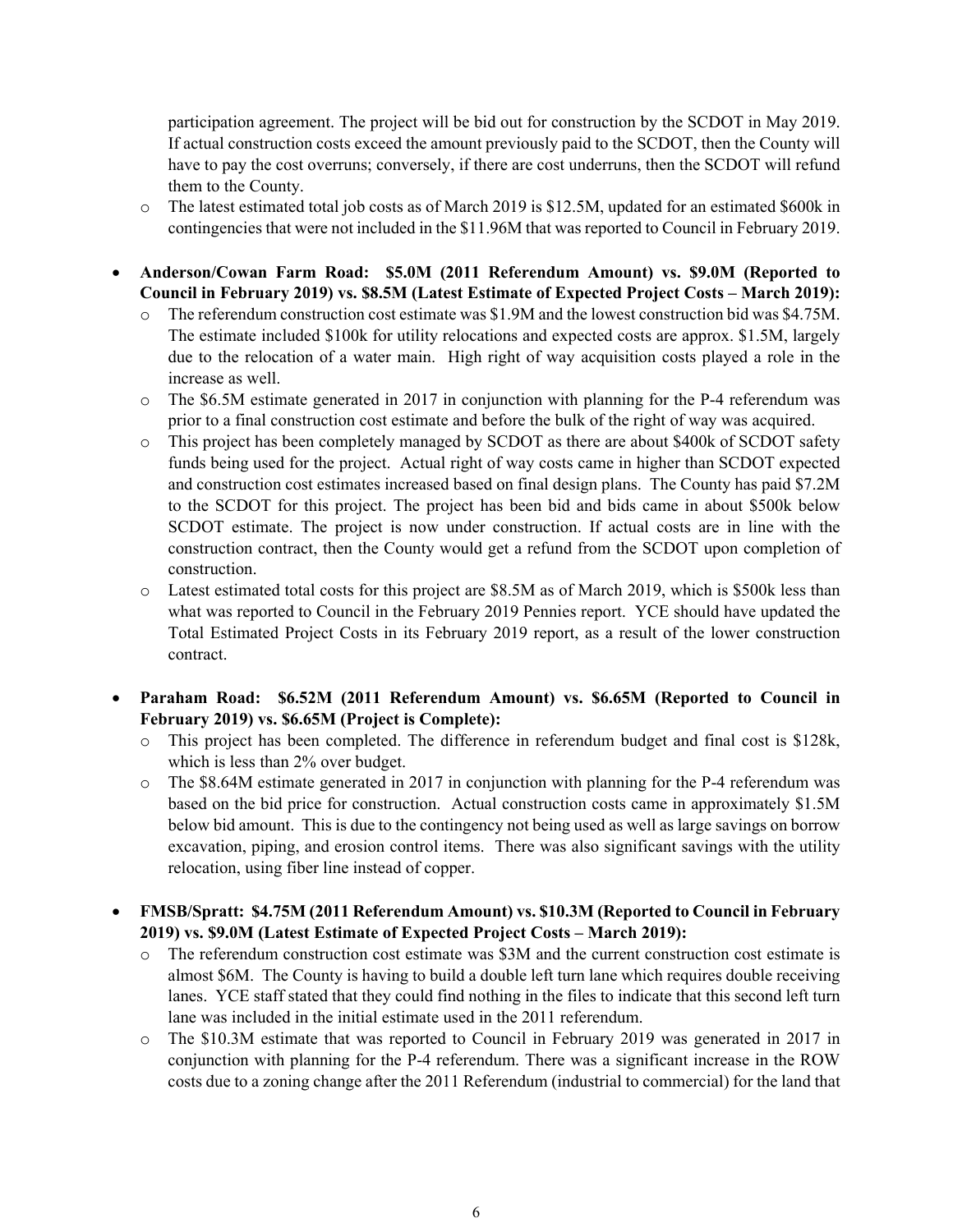participation agreement. The project will be bid out for construction by the SCDOT in May 2019. If actual construction costs exceed the amount previously paid to the SCDOT, then the County will have to pay the cost overruns; conversely, if there are cost underruns, then the SCDOT will refund them to the County.

- The latest estimated total job costs as of March 2019 is $12.5M, updated for an estimated $600k in contingencies that were not included in the $11.96M that was reported to Council in February 2019.

- **Anderson/Cowan Farm Road: $5.0M (2011 Referendum Amount) vs. $9.0M (Reported to Council in February 2019) vs. $8.5M (Latest Estimate of Expected Project Costs – March 2019):**
  - The referendum construction cost estimate was $1.9M and the lowest construction bid was $4.75M. The estimate included $100k for utility relocations and expected costs are approx. $1.5M, largely due to the relocation of a water main. High right of way acquisition costs played a role in the increase as well.
  - The $6.5M estimate generated in 2017 in conjunction with planning for the P-4 referendum was prior to a final construction cost estimate and before the bulk of the right of way was acquired.
  - This project has been completely managed by SCDOT as there are about $400k of SCDOT safety funds being used for the project. Actual right of way costs came in higher than SCDOT expected and construction cost estimates increased based on final design plans. The County has paid $7.2M to the SCDOT for this project. The project has been bid and bids came in about $500k below SCDOT estimate. The project is now under construction. If actual costs are in line with the construction contract, then the County would get a refund from the SCDOT upon completion of construction.
  - Latest estimated total costs for this project are $8.5M as of March 2019, which is $500k less than what was reported to Council in the February 2019 Pennies report. YCE should have updated the Total Estimated Project Costs in its February 2019 report, as a result of the lower construction contract.

- **Paraham Road: $6.52M (2011 Referendum Amount) vs. $6.65M (Reported to Council in February 2019) vs. $6.65M (Project is Complete):**
  - This project has been completed. The difference in referendum budget and final cost is $128k, which is less than 2% over budget.
  - The $8.64M estimate generated in 2017 in conjunction with planning for the P-4 referendum was based on the bid price for construction. Actual construction costs came in approximately $1.5M below bid amount. This is due to the contingency not being used as well as large savings on borrow excavation, piping, and erosion control items. There was also significant savings with the utility relocation, using fiber line instead of copper.

- **FMSB/Spratt: $4.75M (2011 Referendum Amount) vs. $10.3M (Reported to Council in February 2019) vs. $9.0M (Latest Estimate of Expected Project Costs – March 2019):**
  - The referendum construction cost estimate was $3M and the current construction cost estimate is almost $6M. The County is having to build a double left turn lane which requires double receiving lanes. YCE staff stated that they could find nothing in the files to indicate that this second left turn lane was included in the initial estimate used in the 2011 referendum.
  - The $10.3M estimate that was reported to Council in February 2019 was generated in 2017 in conjunction with planning for the P-4 referendum. There was a significant increase in the ROW costs due to a zoning change after the 2011 Referendum (industrial to commercial) for the land that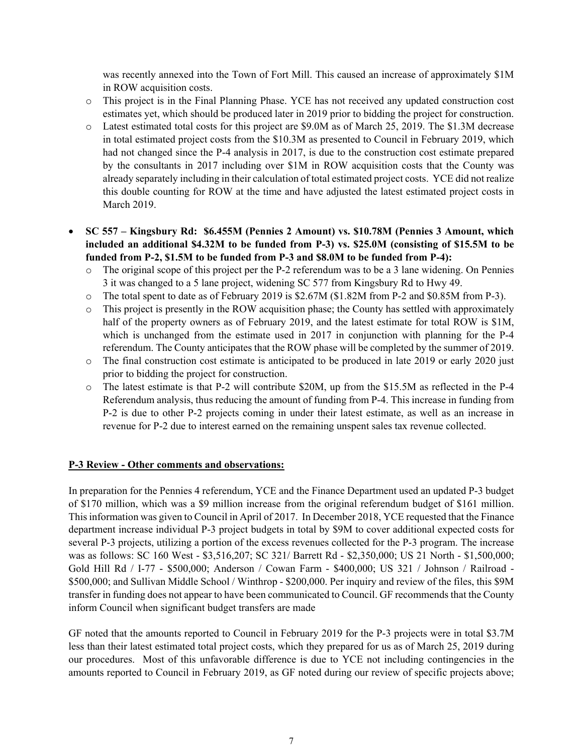was recently annexed into the Town of Fort Mill. This caused an increase of approximately $1M in ROW acquisition costs.

  - This project is in the Final Planning Phase. YCE has not received any updated construction cost estimates yet, which should be produced later in 2019 prior to bidding the project for construction.
  - Latest estimated total costs for this project are $9.0M as of March 25, 2019. The $1.3M decrease in total estimated project costs from the $10.3M as presented to Council in February 2019, which had not changed since the P-4 analysis in 2017, is due to the construction cost estimate prepared by the consultants in 2017 including over $1M in ROW acquisition costs that the County was already separately including in their calculation of total estimated project costs. YCE did not realize this double counting for ROW at the time and have adjusted the latest estimated project costs in March 2019.

- **SC 557 – Kingsbury Rd: $6.455M (Pennies 2 Amount) vs. $10.78M (Pennies 3 Amount, which included an additional $4.32M to be funded from P-3) vs. $25.0M (consisting of $15.5M to be funded from P-2, $1.5M to be funded from P-3 and $8.0M to be funded from P-4):**
  - The original scope of this project per the P-2 referendum was to be a 3 lane widening. On Pennies 3 it was changed to a 5 lane project, widening SC 577 from Kingsbury Rd to Hwy 49.
  - The total spent to date as of February 2019 is $2.67M ($1.82M from P-2 and $0.85M from P-3).
  - This project is presently in the ROW acquisition phase; the County has settled with approximately half of the property owners as of February 2019, and the latest estimate for total ROW is $1M, which is unchanged from the estimate used in 2017 in conjunction with planning for the P-4 referendum. The County anticipates that the ROW phase will be completed by the summer of 2019.
  - The final construction cost estimate is anticipated to be produced in late 2019 or early 2020 just prior to bidding the project for construction.
  - The latest estimate is that P-2 will contribute $20M, up from the $15.5M as reflected in the P-4 Referendum analysis, thus reducing the amount of funding from P-4. This increase in funding from P-2 is due to other P-2 projects coming in under their latest estimate, as well as an increase in revenue for P-2 due to interest earned on the remaining unspent sales tax revenue collected.

**<u>P-3 Review - Other comments and observations:</u>**

In preparation for the Pennies 4 referendum, YCE and the Finance Department used an updated P-3 budget of $170 million, which was a $9 million increase from the original referendum budget of $161 million. This information was given to Council in April of 2017. In December 2018, YCE requested that the Finance department increase individual P-3 project budgets in total by $9M to cover additional expected costs for several P-3 projects, utilizing a portion of the excess revenues collected for the P-3 program. The increase was as follows: SC 160 West - $3,516,207; SC 321/ Barrett Rd - $2,350,000; US 21 North - $1,500,000; Gold Hill Rd / I-77 - $500,000; Anderson / Cowan Farm - $400,000; US 321 / Johnson / Railroad - $500,000; and Sullivan Middle School / Winthrop - $200,000. Per inquiry and review of the files, this $9M transfer in funding does not appear to have been communicated to Council. GF recommends that the County inform Council when significant budget transfers are made

GF noted that the amounts reported to Council in February 2019 for the P-3 projects were in total $3.7M less than their latest estimated total project costs, which they prepared for us as of March 25, 2019 during our procedures. Most of this unfavorable difference is due to YCE not including contingencies in the amounts reported to Council in February 2019, as GF noted during our review of specific projects above;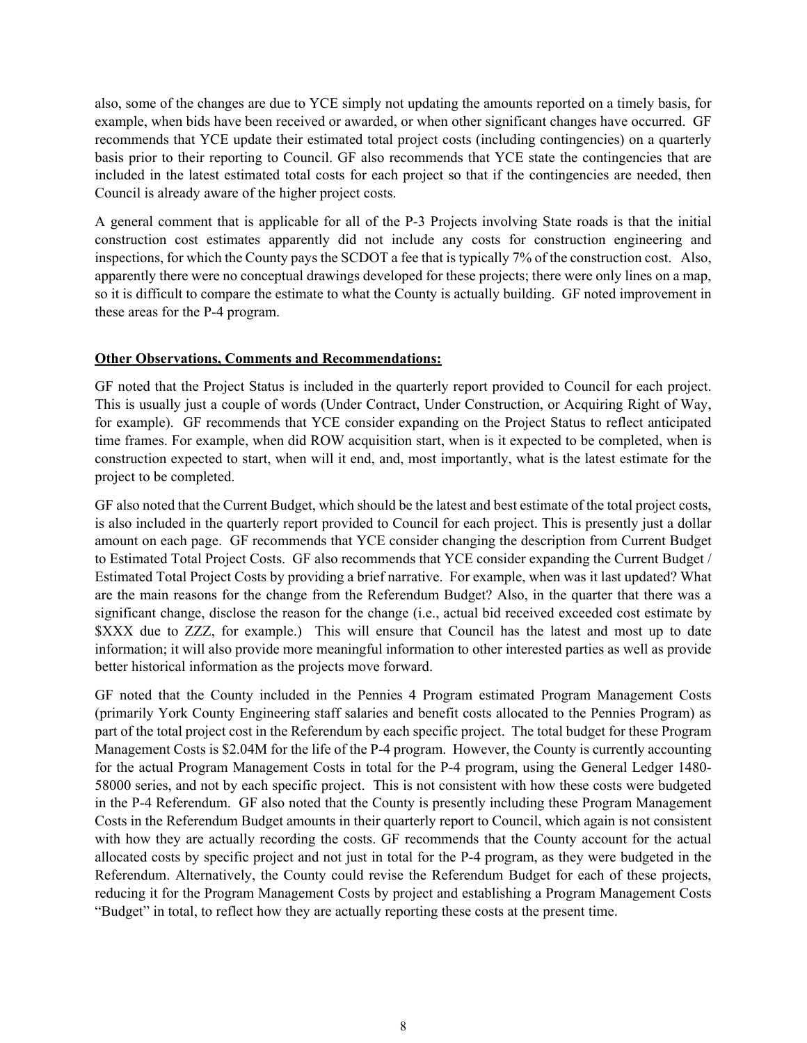also, some of the changes are due to YCE simply not updating the amounts reported on a timely basis, for example, when bids have been received or awarded, or when other significant changes have occurred. GF recommends that YCE update their estimated total project costs (including contingencies) on a quarterly basis prior to their reporting to Council. GF also recommends that YCE state the contingencies that are included in the latest estimated total costs for each project so that if the contingencies are needed, then Council is already aware of the higher project costs.

A general comment that is applicable for all of the P-3 Projects involving State roads is that the initial construction cost estimates apparently did not include any costs for construction engineering and inspections, for which the County pays the SCDOT a fee that is typically 7% of the construction cost. Also, apparently there were no conceptual drawings developed for these projects; there were only lines on a map, so it is difficult to compare the estimate to what the County is actually building. GF noted improvement in these areas for the P-4 program.

**Other Observations, Comments and Recommendations:**

GF noted that the Project Status is included in the quarterly report provided to Council for each project. This is usually just a couple of words (Under Contract, Under Construction, or Acquiring Right of Way, for example). GF recommends that YCE consider expanding on the Project Status to reflect anticipated time frames. For example, when did ROW acquisition start, when is it expected to be completed, when is construction expected to start, when will it end, and, most importantly, what is the latest estimate for the project to be completed.

GF also noted that the Current Budget, which should be the latest and best estimate of the total project costs, is also included in the quarterly report provided to Council for each project. This is presently just a dollar amount on each page. GF recommends that YCE consider changing the description from Current Budget to Estimated Total Project Costs. GF also recommends that YCE consider expanding the Current Budget / Estimated Total Project Costs by providing a brief narrative. For example, when was it last updated? What are the main reasons for the change from the Referendum Budget? Also, in the quarter that there was a significant change, disclose the reason for the change (i.e., actual bid received exceeded cost estimate by $XXX due to ZZZ, for example.) This will ensure that Council has the latest and most up to date information; it will also provide more meaningful information to other interested parties as well as provide better historical information as the projects move forward.

GF noted that the County included in the Pennies 4 Program estimated Program Management Costs (primarily York County Engineering staff salaries and benefit costs allocated to the Pennies Program) as part of the total project cost in the Referendum by each specific project. The total budget for these Program Management Costs is $2.04M for the life of the P-4 program. However, the County is currently accounting for the actual Program Management Costs in total for the P-4 program, using the General Ledger 1480-58000 series, and not by each specific project. This is not consistent with how these costs were budgeted in the P-4 Referendum. GF also noted that the County is presently including these Program Management Costs in the Referendum Budget amounts in their quarterly report to Council, which again is not consistent with how they are actually recording the costs. GF recommends that the County account for the actual allocated costs by specific project and not just in total for the P-4 program, as they were budgeted in the Referendum. Alternatively, the County could revise the Referendum Budget for each of these projects, reducing it for the Program Management Costs by project and establishing a Program Management Costs "Budget" in total, to reflect how they are actually reporting these costs at the present time.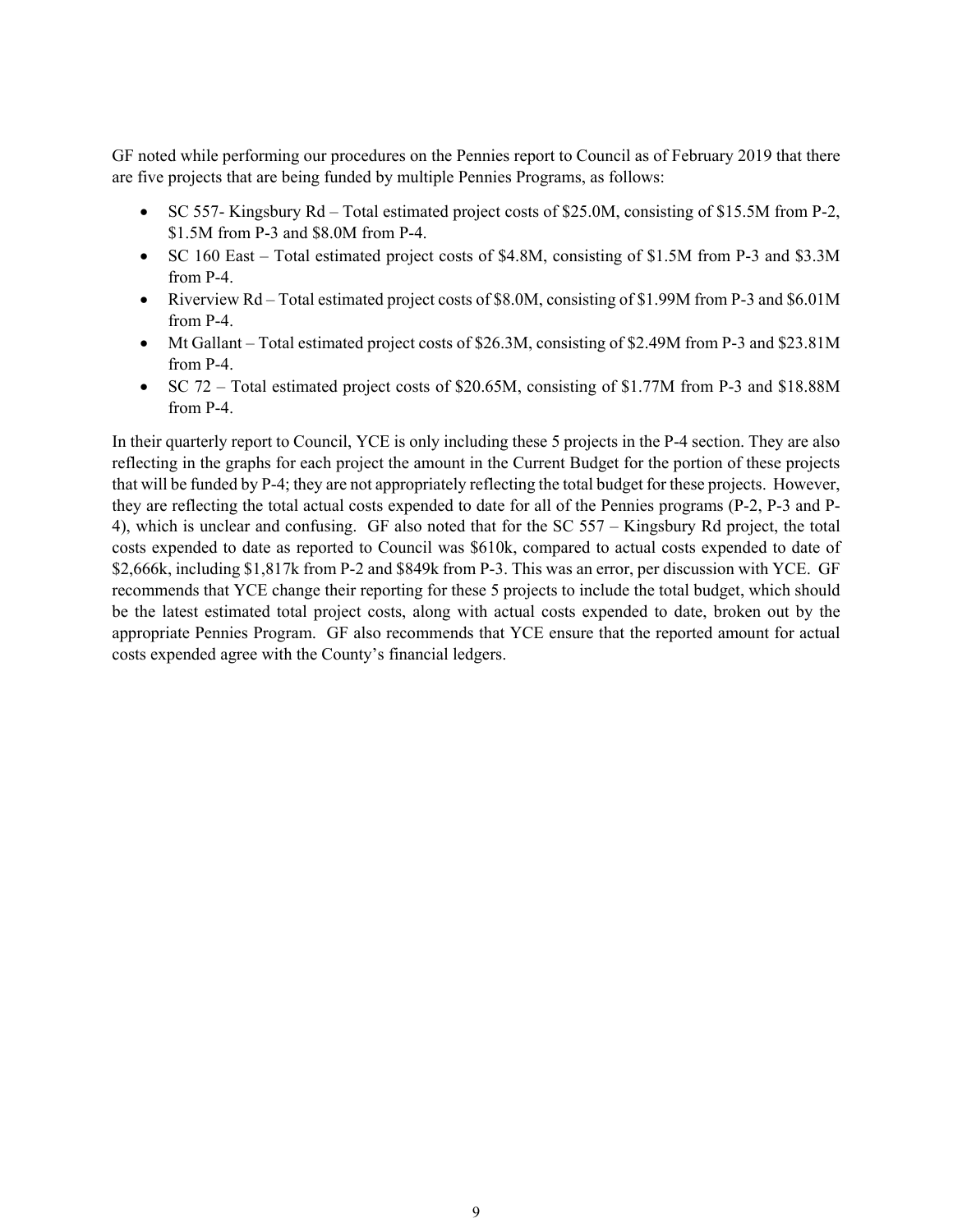GF noted while performing our procedures on the Pennies report to Council as of February 2019 that there are five projects that are being funded by multiple Pennies Programs, as follows:

- SC 557- Kingsbury Rd – Total estimated project costs of $25.0M, consisting of $15.5M from P-2, $1.5M from P-3 and $8.0M from P-4.
- SC 160 East – Total estimated project costs of $4.8M, consisting of $1.5M from P-3 and $3.3M from P-4.
- Riverview Rd – Total estimated project costs of $8.0M, consisting of $1.99M from P-3 and $6.01M from P-4.
- Mt Gallant – Total estimated project costs of $26.3M, consisting of $2.49M from P-3 and $23.81M from P-4.
- SC 72 – Total estimated project costs of $20.65M, consisting of $1.77M from P-3 and $18.88M from P-4.

In their quarterly report to Council, YCE is only including these 5 projects in the P-4 section. They are also reflecting in the graphs for each project the amount in the Current Budget for the portion of these projects that will be funded by P-4; they are not appropriately reflecting the total budget for these projects. However, they are reflecting the total actual costs expended to date for all of the Pennies programs (P-2, P-3 and P-4), which is unclear and confusing. GF also noted that for the SC 557 – Kingsbury Rd project, the total costs expended to date as reported to Council was $610k, compared to actual costs expended to date of $2,666k, including $1,817k from P-2 and $849k from P-3. This was an error, per discussion with YCE. GF recommends that YCE change their reporting for these 5 projects to include the total budget, which should be the latest estimated total project costs, along with actual costs expended to date, broken out by the appropriate Pennies Program. GF also recommends that YCE ensure that the reported amount for actual costs expended agree with the County's financial ledgers.